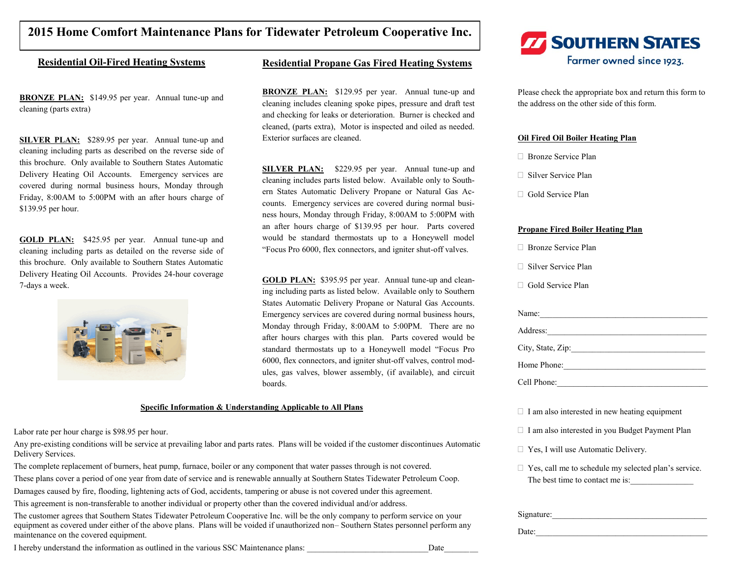# 2015 Home Comfort Maintenance Plans for Tidewater Petroleum Cooperative Inc.

## Residential Oil-Fired Heating Systems

**BRONZE PLAN:** $149.95 per year. Annual tune-up and cleaning (parts extra)

**SILVER PLAN:** $289.95 per year. Annual tune-up and cleaning including parts as described on the reverse side of this brochure. Only available to Southern States Automatic Delivery Heating Oil Accounts. Emergency services are covered during normal business hours, Monday through Friday, 8:00AM to 5:00PM with an after hours charge of $139.95 per hour.

**GOLD PLAN:** $425.95 per year. Annual tune-up and cleaning including parts as detailed on the reverse side of this brochure. Only available to Southern States Automatic Delivery Heating Oil Accounts. Provides 24-hour coverage 7-days a week.

## Residential Propane Gas Fired Heating Systems

**BRONZE PLAN:** $129.95 per year. Annual tune-up and cleaning includes cleaning spoke pipes, pressure and draft test and checking for leaks or deterioration. Burner is checked and cleaned, (parts extra), Motor is inspected and oiled as needed. Exterior surfaces are cleaned.

**SILVER PLAN:** $229.95 per year. Annual tune-up and cleaning includes parts listed below. Available only to Southern States Automatic Delivery Propane or Natural Gas Accounts. Emergency services are covered during normal business hours, Monday through Friday, 8:00AM to 5:00PM with an after hours charge of $139.95 per hour. Parts covered would be standard thermostats up to a Honeywell model "Focus Pro 6000, flex connectors, and igniter shut-off valves.

**GOLD PLAN:** $395.95 per year. Annual tune-up and cleaning including parts as listed below. Available only to Southern States Automatic Delivery Propane or Natural Gas Accounts. Emergency services are covered during normal business hours, Monday through Friday, 8:00AM to 5:00PM. There are no after hours charges with this plan. Parts covered would be standard thermostats up to a Honeywell model "Focus Pro 6000, flex connectors, and igniter shut-off valves, control modules, gas valves, blower assembly, (if available), and circuit boards.

## Specific Information & Understanding Applicable to All Plans

Labor rate per hour charge is $98.95 per hour.

Any pre-existing conditions will be service at prevailing labor and parts rates. Plans will be voided if the customer discontinues Automatic Delivery Services.

The complete replacement of burners, heat pump, furnace, boiler or any component that water passes through is not covered.

These plans cover a period of one year from date of service and is renewable annually at Southern States Tidewater Petroleum Coop.

Damages caused by fire, flooding, lightening acts of God, accidents, tampering or abuse is not covered under this agreement.

This agreement is non-transferable to another individual or property other than the covered individual and/or address.

The customer agrees that Southern States Tidewater Petroleum Cooperative Inc. will be the only company to perform service on your equipment as covered under either of the above plans. Plans will be voided if unauthorized non– Southern States personnel perform any maintenance on the covered equipment.

I hereby understand the information as outlined in the various SSC Maintenance plans: ____________________________ Date________

**SOUTHERN STATES**
Farmer owned since 1923.

Please check the appropriate box and return this form to the address on the other side of this form.

**Oil Fired Oil Boiler Heating Plan**

- ☐ Bronze Service Plan
- ☐ Silver Service Plan
- ☐ Gold Service Plan

**Propane Fired Boiler Heating Plan**

- ☐ Bronze Service Plan
- ☐ Silver Service Plan
- ☐ Gold Service Plan

Name:________________________________________

Address:______________________________________

City, State, Zip:_______________________________

Home Phone:__________________________________

Cell Phone:___________________________________

- ☐ I am also interested in new heating equipment
- ☐ I am also interested in you Budget Payment Plan
- ☐ Yes, I will use Automatic Delivery.
- ☐ Yes, call me to schedule my selected plan's service. The best time to contact me is:_______________

Signature:_____________________________________

Date:_________________________________________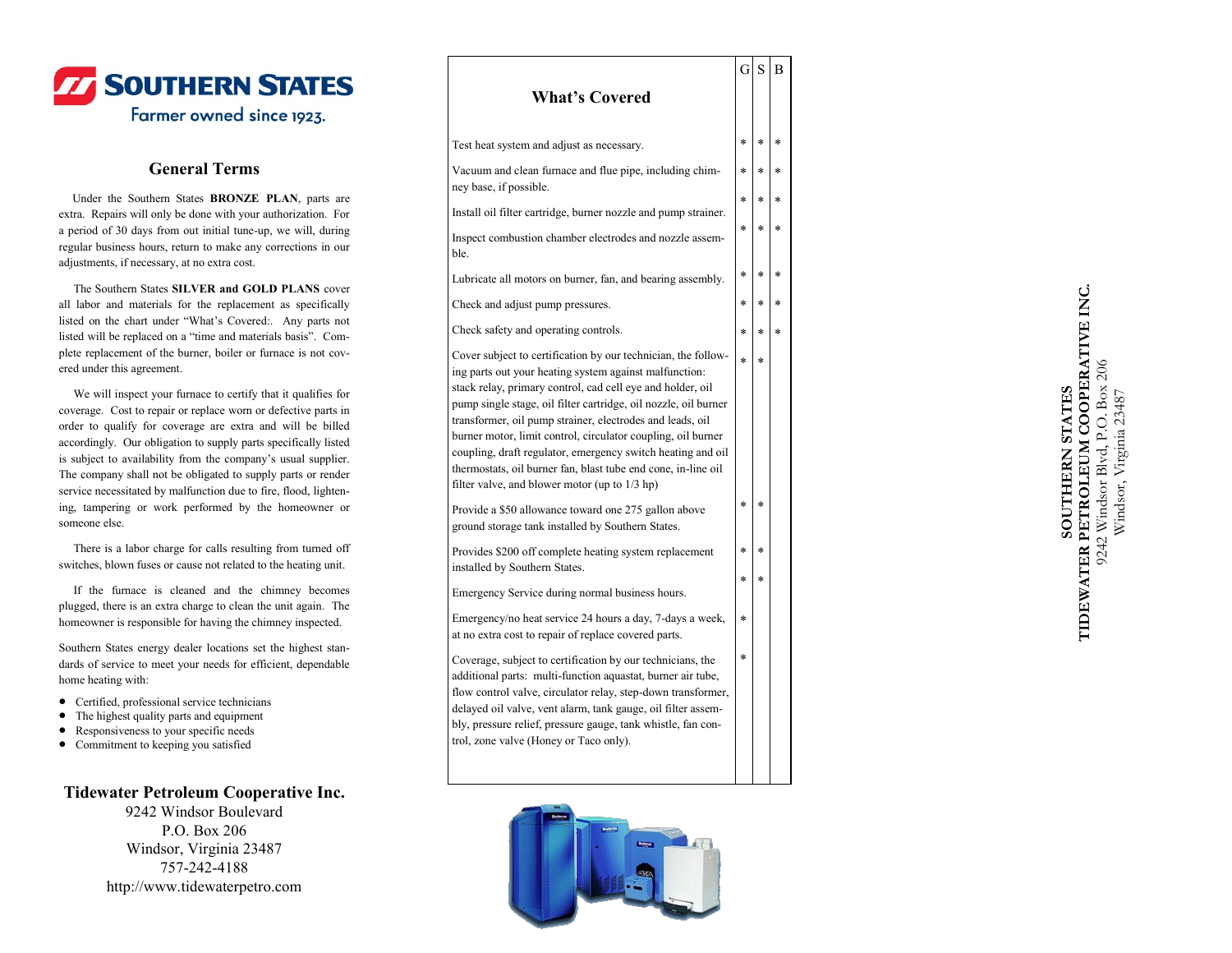SOUTHERN STATES

Farmer owned since 1923.

## General Terms

Under the Southern States **BRONZE PLAN**, parts are extra. Repairs will only be done with your authorization. For a period of 30 days from out initial tune-up, we will, during regular business hours, return to make any corrections in our adjustments, if necessary, at no extra cost.

The Southern States **SILVER and GOLD PLANS** cover all labor and materials for the replacement as specifically listed on the chart under "What's Covered:. Any parts not listed will be replaced on a "time and materials basis". Complete replacement of the burner, boiler or furnace is not covered under this agreement.

We will inspect your furnace to certify that it qualifies for coverage. Cost to repair or replace worn or defective parts in order to qualify for coverage are extra and will be billed accordingly. Our obligation to supply parts specifically listed is subject to availability from the company's usual supplier. The company shall not be obligated to supply parts or render service necessitated by malfunction due to fire, flood, lightening, tampering or work performed by the homeowner or someone else.

There is a labor charge for calls resulting from turned off switches, blown fuses or cause not related to the heating unit.

If the furnace is cleaned and the chimney becomes plugged, there is an extra charge to clean the unit again. The homeowner is responsible for having the chimney inspected.

Southern States energy dealer locations set the highest standards of service to meet your needs for efficient, dependable home heating with:

- Certified, professional service technicians
- The highest quality parts and equipment
- Responsiveness to your specific needs
- Commitment to keeping you satisfied

**Tidewater Petroleum Cooperative Inc.**
9242 Windsor Boulevard
P.O. Box 206
Windsor, Virginia 23487
757-242-4188
http://www.tidewaterpetro.com

## What's Covered

| What's Covered | G | S | B |
|---|---|---|---|
| Test heat system and adjust as necessary. | * | * | * |
| Vacuum and clean furnace and flue pipe, including chimney base, if possible. | * | * | * |
| Install oil filter cartridge, burner nozzle and pump strainer. | * | * | * |
| Inspect combustion chamber electrodes and nozzle assemble. | * | * | * |
| Lubricate all motors on burner, fan, and bearing assembly. | * | * | * |
| Check and adjust pump pressures. | * | * | * |
| Check safety and operating controls. | * | * | * |
| Cover subject to certification by our technician, the following parts out your heating system against malfunction: stack relay, primary control, cad cell eye and holder, oil pump single stage, oil filter cartridge, oil nozzle, oil burner transformer, oil pump strainer, electrodes and leads, oil burner motor, limit control, circulator coupling, oil burner coupling, draft regulator, emergency switch heating and oil thermostats, oil burner fan, blast tube end cone, in-line oil filter valve, and blower motor (up to 1/3 hp) | * | * | |
| Provide a $50 allowance toward one 275 gallon above ground storage tank installed by Southern States. | * | * | |
| Provides $200 off complete heating system replacement installed by Southern States. | * | * | |
| Emergency Service during normal business hours. | * | * | |
| Emergency/no heat service 24 hours a day, 7-days a week, at no extra cost to repair of replace covered parts. | * | | |
| Coverage, subject to certification by our technicians, the additional parts: multi-function aquastat, burner air tube, flow control valve, circulator relay, step-down transformer, delayed oil valve, vent alarm, tank gauge, oil filter assembly, pressure relief, pressure gauge, tank whistle, fan control, zone valve (Honey or Taco only). | * | | |

**SOUTHERN STATES**
**TIDEWATER PETROLEUM COOPERATIVE INC.**
9242 Windsor Blvd, P.O. Box 206
Windsor, Virginia 23487